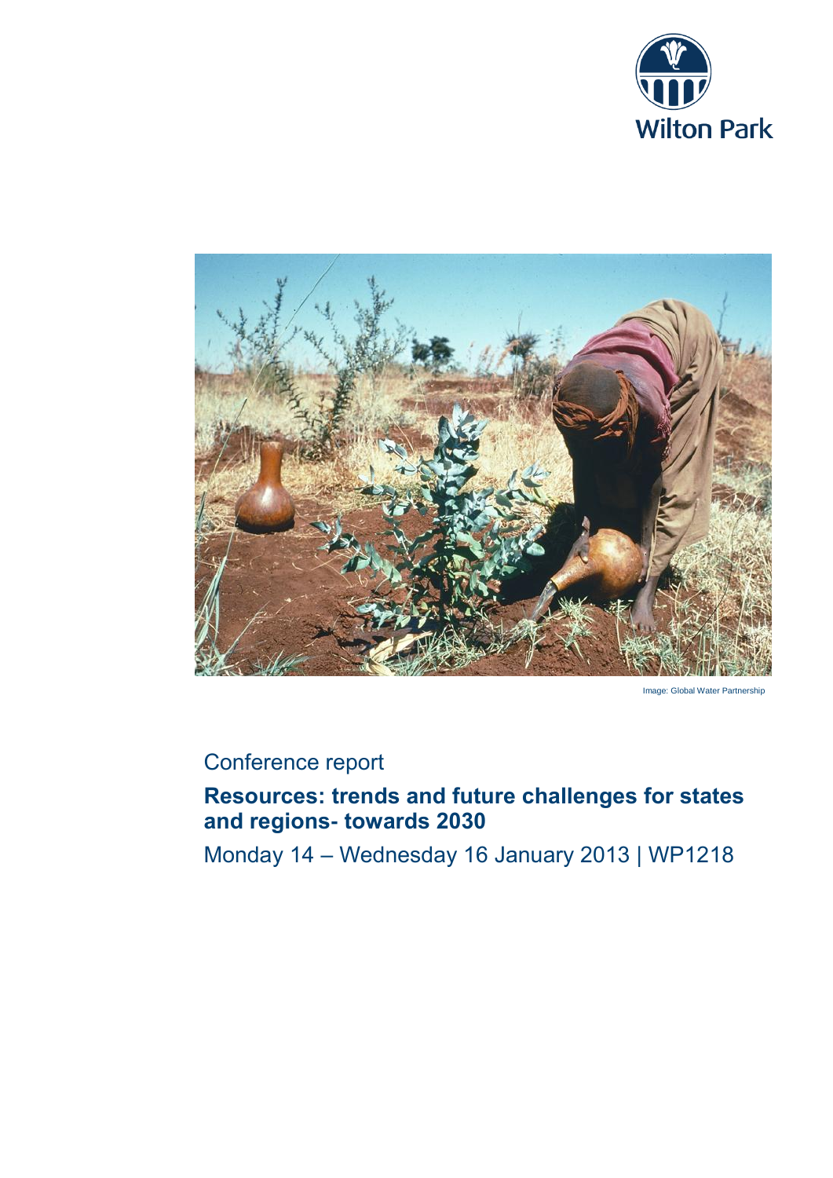Wilton Park

Image: Global Water Partnership

Conference report

# Resources: trends and future challenges for states and regions- towards 2030

Monday 14 – Wednesday 16 January 2013 | WP1218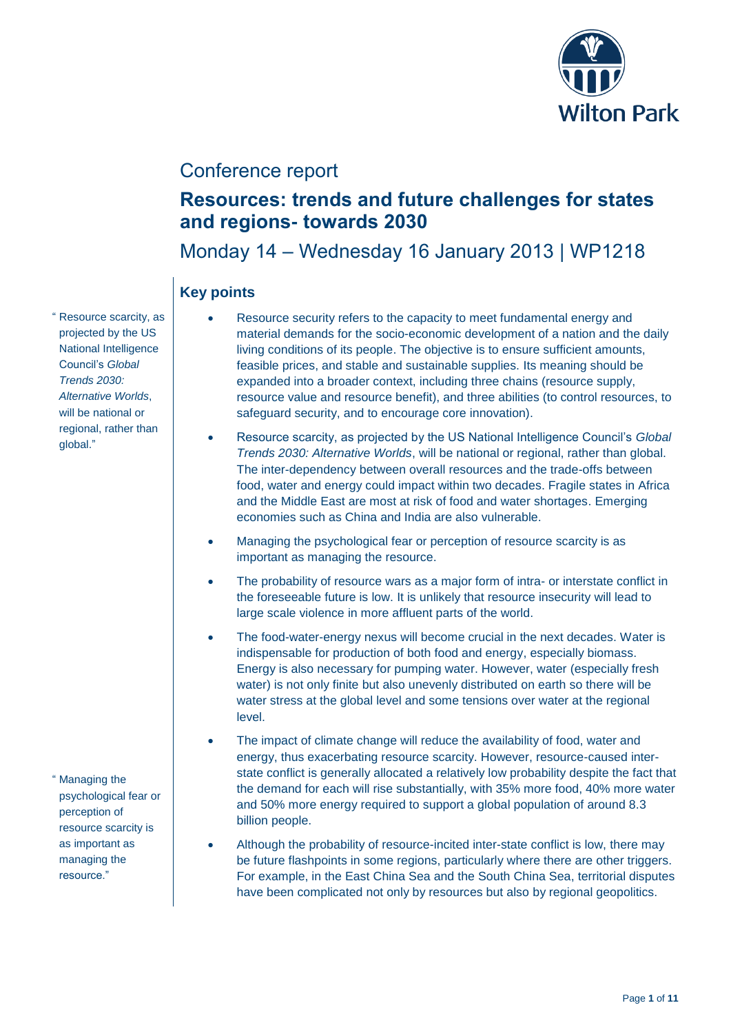Conference report

# Resources: trends and future challenges for states and regions- towards 2030

Monday 14 – Wednesday 16 January 2013 | WP1218

## Key points

> " Resource scarcity, as projected by the US National Intelligence Council's *Global Trends 2030: Alternative Worlds*, will be national or regional, rather than global."

> " Managing the psychological fear or perception of resource scarcity is as important as managing the resource."

- Resource security refers to the capacity to meet fundamental energy and material demands for the socio-economic development of a nation and the daily living conditions of its people. The objective is to ensure sufficient amounts, feasible prices, and stable and sustainable supplies. Its meaning should be expanded into a broader context, including three chains (resource supply, resource value and resource benefit), and three abilities (to control resources, to safeguard security, and to encourage core innovation).
- Resource scarcity, as projected by the US National Intelligence Council's *Global Trends 2030: Alternative Worlds*, will be national or regional, rather than global. The inter-dependency between overall resources and the trade-offs between food, water and energy could impact within two decades. Fragile states in Africa and the Middle East are most at risk of food and water shortages. Emerging economies such as China and India are also vulnerable.
- Managing the psychological fear or perception of resource scarcity is as important as managing the resource.
- The probability of resource wars as a major form of intra- or interstate conflict in the foreseeable future is low. It is unlikely that resource insecurity will lead to large scale violence in more affluent parts of the world.
- The food-water-energy nexus will become crucial in the next decades. Water is indispensable for production of both food and energy, especially biomass. Energy is also necessary for pumping water. However, water (especially fresh water) is not only finite but also unevenly distributed on earth so there will be water stress at the global level and some tensions over water at the regional level.
- The impact of climate change will reduce the availability of food, water and energy, thus exacerbating resource scarcity. However, resource-caused inter-state conflict is generally allocated a relatively low probability despite the fact that the demand for each will rise substantially, with 35% more food, 40% more water and 50% more energy required to support a global population of around 8.3 billion people.
- Although the probability of resource-incited inter-state conflict is low, there may be future flashpoints in some regions, particularly where there are other triggers. For example, in the East China Sea and the South China Sea, territorial disputes have been complicated not only by resources but also by regional geopolitics.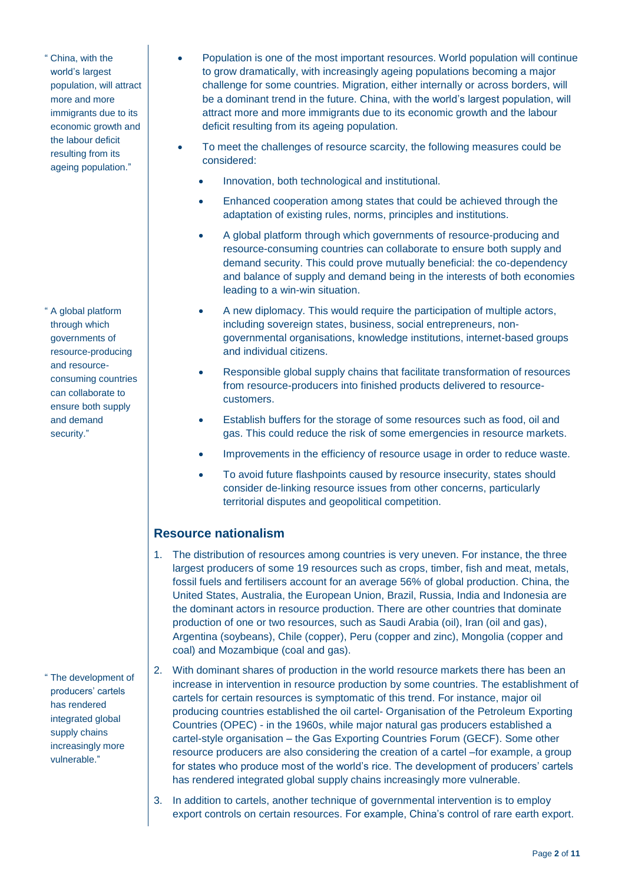- Population is one of the most important resources. World population will continue to grow dramatically, with increasingly ageing populations becoming a major challenge for some countries. Migration, either internally or across borders, will be a dominant trend in the future. China, with the world's largest population, will attract more and more immigrants due to its economic growth and the labour deficit resulting from its ageing population.

" China, with the world's largest population, will attract more and more immigrants due to its economic growth and the labour deficit resulting from its ageing population."

- To meet the challenges of resource scarcity, the following measures could be considered:
  - Innovation, both technological and institutional.
  - Enhanced cooperation among states that could be achieved through the adaptation of existing rules, norms, principles and institutions.
  - A global platform through which governments of resource-producing and resource-consuming countries can collaborate to ensure both supply and demand security. This could prove mutually beneficial: the co-dependency and balance of supply and demand being in the interests of both economies leading to a win-win situation.
  - A new diplomacy. This would require the participation of multiple actors, including sovereign states, business, social entrepreneurs, non-governmental organisations, knowledge institutions, internet-based groups and individual citizens.
  - Responsible global supply chains that facilitate transformation of resources from resource-producers into finished products delivered to resource-customers.
  - Establish buffers for the storage of some resources such as food, oil and gas. This could reduce the risk of some emergencies in resource markets.
  - Improvements in the efficiency of resource usage in order to reduce waste.
  - To avoid future flashpoints caused by resource insecurity, states should consider de-linking resource issues from other concerns, particularly territorial disputes and geopolitical competition.

" A global platform through which governments of resource-producing and resource-consuming countries can collaborate to ensure both supply and demand security."

## Resource nationalism

1. The distribution of resources among countries is very uneven. For instance, the three largest producers of some 19 resources such as crops, timber, fish and meat, metals, fossil fuels and fertilisers account for an average 56% of global production. China, the United States, Australia, the European Union, Brazil, Russia, India and Indonesia are the dominant actors in resource production. There are other countries that dominate production of one or two resources, such as Saudi Arabia (oil), Iran (oil and gas), Argentina (soybeans), Chile (copper), Peru (copper and zinc), Mongolia (copper and coal) and Mozambique (coal and gas).
2. With dominant shares of production in the world resource markets there has been an increase in intervention in resource production by some countries. The establishment of cartels for certain resources is symptomatic of this trend. For instance, major oil producing countries established the oil cartel- Organisation of the Petroleum Exporting Countries (OPEC) - in the 1960s, while major natural gas producers established a cartel-style organisation – the Gas Exporting Countries Forum (GECF). Some other resource producers are also considering the creation of a cartel –for example, a group for states who produce most of the world's rice. The development of producers' cartels has rendered integrated global supply chains increasingly more vulnerable.

" The development of producers' cartels has rendered integrated global supply chains increasingly more vulnerable."

3. In addition to cartels, another technique of governmental intervention is to employ export controls on certain resources. For example, China's control of rare earth export.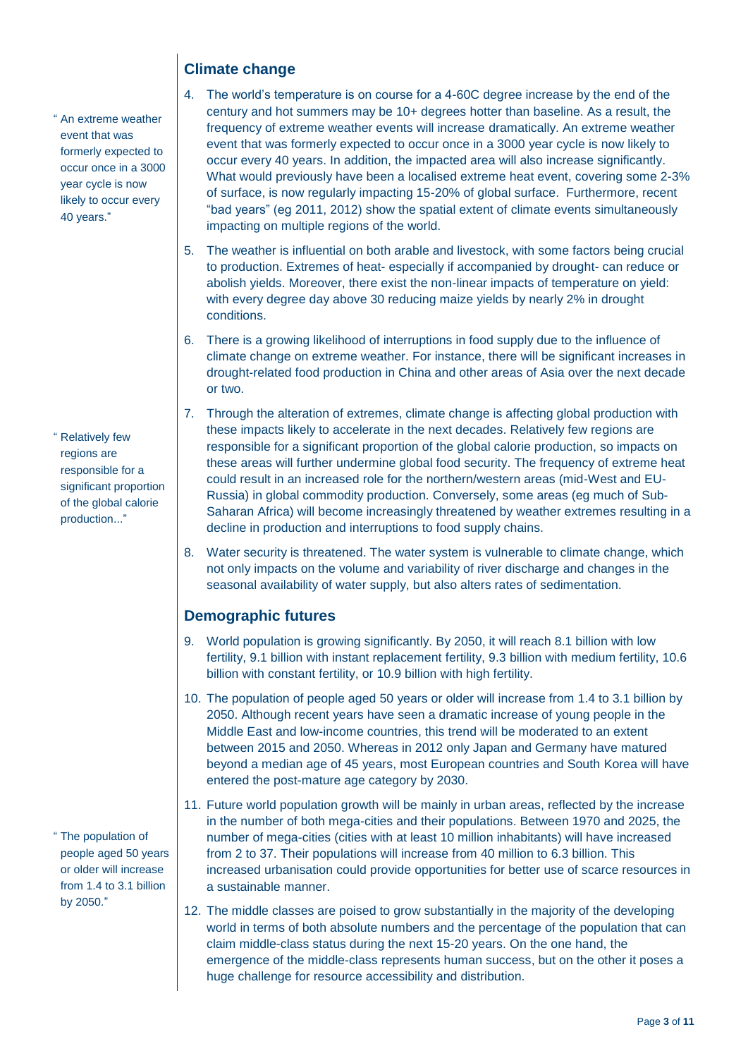## Climate change

4. The world's temperature is on course for a 4-60C degree increase by the end of the century and hot summers may be 10+ degrees hotter than baseline. As a result, the frequency of extreme weather events will increase dramatically. An extreme weather event that was formerly expected to occur once in a 3000 year cycle is now likely to occur every 40 years. In addition, the impacted area will also increase significantly. What would previously have been a localised extreme heat event, covering some 2-3% of surface, is now regularly impacting 15-20% of global surface. Furthermore, recent "bad years" (eg 2011, 2012) show the spatial extent of climate events simultaneously impacting on multiple regions of the world.

" An extreme weather event that was formerly expected to occur once in a 3000 year cycle is now likely to occur every 40 years."

5. The weather is influential on both arable and livestock, with some factors being crucial to production. Extremes of heat- especially if accompanied by drought- can reduce or abolish yields. Moreover, there exist the non-linear impacts of temperature on yield: with every degree day above 30 reducing maize yields by nearly 2% in drought conditions.

6. There is a growing likelihood of interruptions in food supply due to the influence of climate change on extreme weather. For instance, there will be significant increases in drought-related food production in China and other areas of Asia over the next decade or two.

7. Through the alteration of extremes, climate change is affecting global production with these impacts likely to accelerate in the next decades. Relatively few regions are responsible for a significant proportion of the global calorie production, so impacts on these areas will further undermine global food security. The frequency of extreme heat could result in an increased role for the northern/western areas (mid-West and EU-Russia) in global commodity production. Conversely, some areas (eg much of Sub-Saharan Africa) will become increasingly threatened by weather extremes resulting in a decline in production and interruptions to food supply chains.

" Relatively few regions are responsible for a significant proportion of the global calorie production..."

8. Water security is threatened. The water system is vulnerable to climate change, which not only impacts on the volume and variability of river discharge and changes in the seasonal availability of water supply, but also alters rates of sedimentation.

## Demographic futures

9. World population is growing significantly. By 2050, it will reach 8.1 billion with low fertility, 9.1 billion with instant replacement fertility, 9.3 billion with medium fertility, 10.6 billion with constant fertility, or 10.9 billion with high fertility.

10. The population of people aged 50 years or older will increase from 1.4 to 3.1 billion by 2050. Although recent years have seen a dramatic increase of young people in the Middle East and low-income countries, this trend will be moderated to an extent between 2015 and 2050. Whereas in 2012 only Japan and Germany have matured beyond a median age of 45 years, most European countries and South Korea will have entered the post-mature age category by 2030.

11. Future world population growth will be mainly in urban areas, reflected by the increase in the number of both mega-cities and their populations. Between 1970 and 2025, the number of mega-cities (cities with at least 10 million inhabitants) will have increased from 2 to 37. Their populations will increase from 40 million to 6.3 billion. This increased urbanisation could provide opportunities for better use of scarce resources in a sustainable manner.

" The population of people aged 50 years or older will increase from 1.4 to 3.1 billion by 2050."

12. The middle classes are poised to grow substantially in the majority of the developing world in terms of both absolute numbers and the percentage of the population that can claim middle-class status during the next 15-20 years. On the one hand, the emergence of the middle-class represents human success, but on the other it poses a huge challenge for resource accessibility and distribution.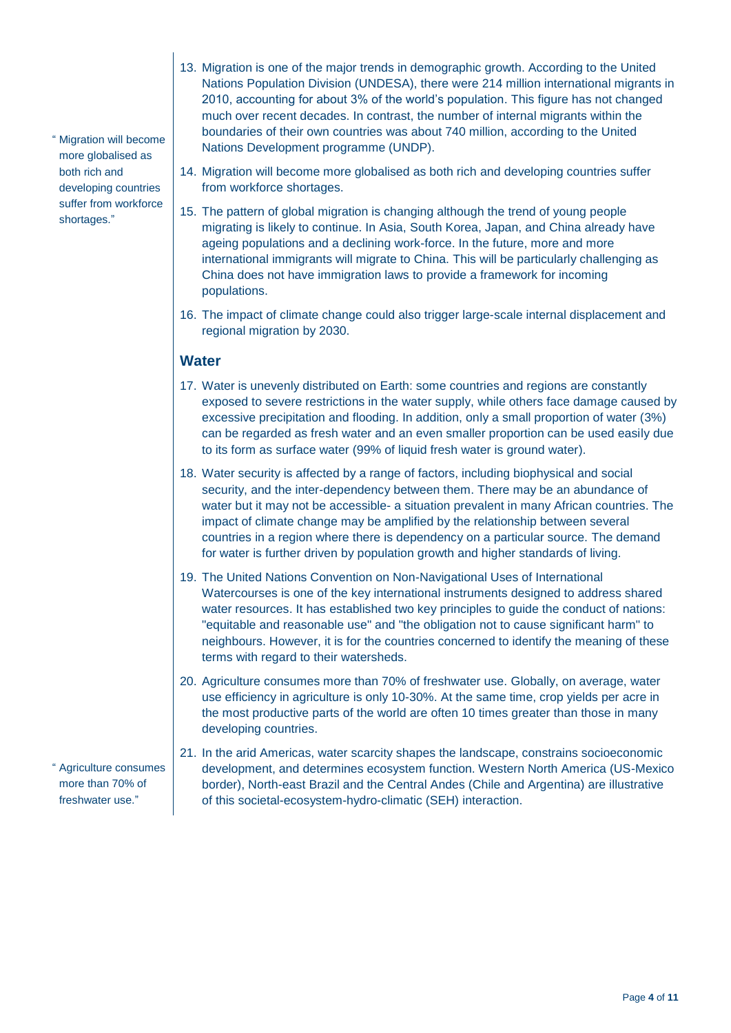> "Migration will become more globalised as both rich and developing countries suffer from workforce shortages."

13. Migration is one of the major trends in demographic growth. According to the United Nations Population Division (UNDESA), there were 214 million international migrants in 2010, accounting for about 3% of the world's population. This figure has not changed much over recent decades. In contrast, the number of internal migrants within the boundaries of their own countries was about 740 million, according to the United Nations Development programme (UNDP).

14. Migration will become more globalised as both rich and developing countries suffer from workforce shortages.

15. The pattern of global migration is changing although the trend of young people migrating is likely to continue. In Asia, South Korea, Japan, and China already have ageing populations and a declining work-force. In the future, more and more international immigrants will migrate to China. This will be particularly challenging as China does not have immigration laws to provide a framework for incoming populations.

16. The impact of climate change could also trigger large-scale internal displacement and regional migration by 2030.

## Water

17. Water is unevenly distributed on Earth: some countries and regions are constantly exposed to severe restrictions in the water supply, while others face damage caused by excessive precipitation and flooding. In addition, only a small proportion of water (3%) can be regarded as fresh water and an even smaller proportion can be used easily due to its form as surface water (99% of liquid fresh water is ground water).

18. Water security is affected by a range of factors, including biophysical and social security, and the inter-dependency between them. There may be an abundance of water but it may not be accessible- a situation prevalent in many African countries. The impact of climate change may be amplified by the relationship between several countries in a region where there is dependency on a particular source. The demand for water is further driven by population growth and higher standards of living.

19. The United Nations Convention on Non-Navigational Uses of International Watercourses is one of the key international instruments designed to address shared water resources. It has established two key principles to guide the conduct of nations: "equitable and reasonable use" and "the obligation not to cause significant harm" to neighbours. However, it is for the countries concerned to identify the meaning of these terms with regard to their watersheds.

20. Agriculture consumes more than 70% of freshwater use. Globally, on average, water use efficiency in agriculture is only 10-30%. At the same time, crop yields per acre in the most productive parts of the world are often 10 times greater than those in many developing countries.

> "Agriculture consumes more than 70% of freshwater use."

21. In the arid Americas, water scarcity shapes the landscape, constrains socioeconomic development, and determines ecosystem function. Western North America (US-Mexico border), North-east Brazil and the Central Andes (Chile and Argentina) are illustrative of this societal-ecosystem-hydro-climatic (SEH) interaction.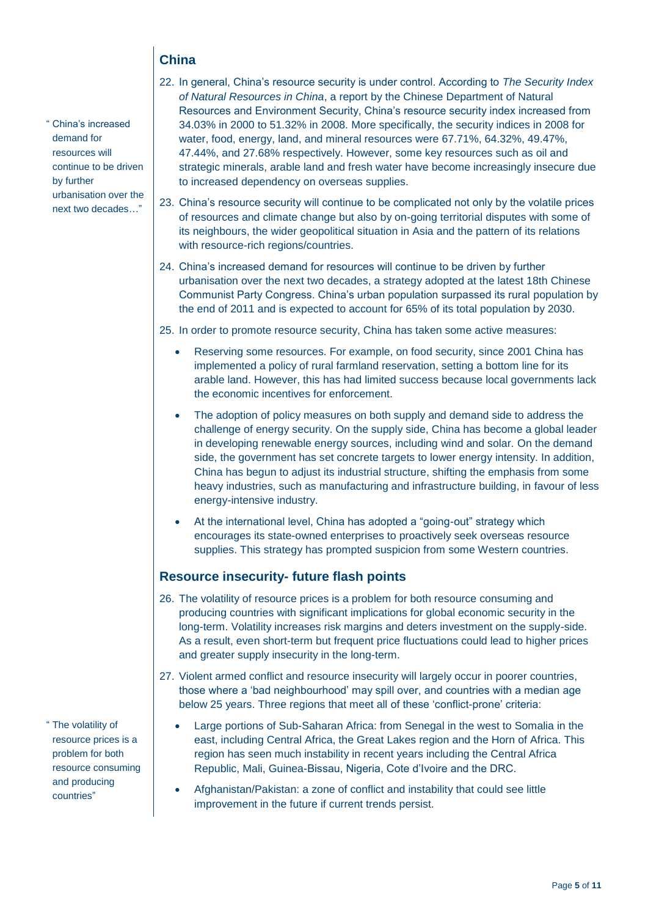## China

22. In general, China's resource security is under control. According to *The Security Index of Natural Resources in China*, a report by the Chinese Department of Natural Resources and Environment Security, China's resource security index increased from 34.03% in 2000 to 51.32% in 2008. More specifically, the security indices in 2008 for water, food, energy, land, and mineral resources were 67.71%, 64.32%, 49.47%, 47.44%, and 27.68% respectively. However, some key resources such as oil and strategic minerals, arable land and fresh water have become increasingly insecure due to increased dependency on overseas supplies.

23. China's resource security will continue to be complicated not only by the volatile prices of resources and climate change but also by on-going territorial disputes with some of its neighbours, the wider geopolitical situation in Asia and the pattern of its relations with resource-rich regions/countries.

24. China's increased demand for resources will continue to be driven by further urbanisation over the next two decades, a strategy adopted at the latest 18th Chinese Communist Party Congress. China's urban population surpassed its rural population by the end of 2011 and is expected to account for 65% of its total population by 2030.

> "China's increased demand for resources will continue to be driven by further urbanisation over the next two decades…"

25. In order to promote resource security, China has taken some active measures:

    - Reserving some resources. For example, on food security, since 2001 China has implemented a policy of rural farmland reservation, setting a bottom line for its arable land. However, this has had limited success because local governments lack the economic incentives for enforcement.
    - The adoption of policy measures on both supply and demand side to address the challenge of energy security. On the supply side, China has become a global leader in developing renewable energy sources, including wind and solar. On the demand side, the government has set concrete targets to lower energy intensity. In addition, China has begun to adjust its industrial structure, shifting the emphasis from some heavy industries, such as manufacturing and infrastructure building, in favour of less energy-intensive industry.
    - At the international level, China has adopted a "going-out" strategy which encourages its state-owned enterprises to proactively seek overseas resource supplies. This strategy has prompted suspicion from some Western countries.

## Resource insecurity- future flash points

26. The volatility of resource prices is a problem for both resource consuming and producing countries with significant implications for global economic security in the long-term. Volatility increases risk margins and deters investment on the supply-side. As a result, even short-term but frequent price fluctuations could lead to higher prices and greater supply insecurity in the long-term.

> "The volatility of resource prices is a problem for both resource consuming and producing countries"

27. Violent armed conflict and resource insecurity will largely occur in poorer countries, those where a 'bad neighbourhood' may spill over, and countries with a median age below 25 years. Three regions that meet all of these 'conflict-prone' criteria:

    - Large portions of Sub-Saharan Africa: from Senegal in the west to Somalia in the east, including Central Africa, the Great Lakes region and the Horn of Africa. This region has seen much instability in recent years including the Central Africa Republic, Mali, Guinea-Bissau, Nigeria, Cote d'Ivoire and the DRC.
    - Afghanistan/Pakistan: a zone of conflict and instability that could see little improvement in the future if current trends persist.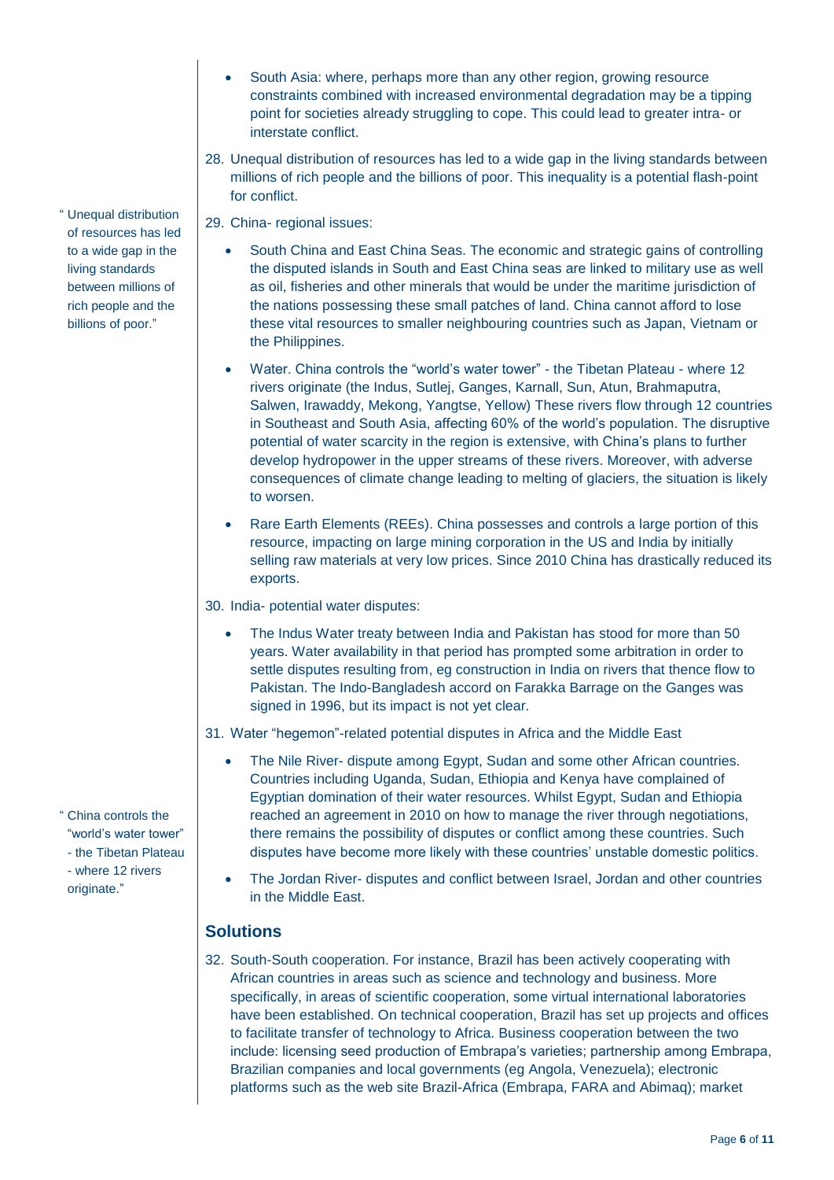- South Asia: where, perhaps more than any other region, growing resource constraints combined with increased environmental degradation may be a tipping point for societies already struggling to cope. This could lead to greater intra- or interstate conflict.

28. Unequal distribution of resources has led to a wide gap in the living standards between millions of rich people and the billions of poor. This inequality is a potential flash-point for conflict.

> " Unequal distribution of resources has led to a wide gap in the living standards between millions of rich people and the billions of poor."

29. China- regional issues:

- South China and East China Seas. The economic and strategic gains of controlling the disputed islands in South and East China seas are linked to military use as well as oil, fisheries and other minerals that would be under the maritime jurisdiction of the nations possessing these small patches of land. China cannot afford to lose these vital resources to smaller neighbouring countries such as Japan, Vietnam or the Philippines.
- Water. China controls the "world's water tower" - the Tibetan Plateau - where 12 rivers originate (the Indus, Sutlej, Ganges, Karnall, Sun, Atun, Brahmaputra, Salwen, Irawaddy, Mekong, Yangtse, Yellow) These rivers flow through 12 countries in Southeast and South Asia, affecting 60% of the world's population. The disruptive potential of water scarcity in the region is extensive, with China's plans to further develop hydropower in the upper streams of these rivers. Moreover, with adverse consequences of climate change leading to melting of glaciers, the situation is likely to worsen.
- Rare Earth Elements (REEs). China possesses and controls a large portion of this resource, impacting on large mining corporation in the US and India by initially selling raw materials at very low prices. Since 2010 China has drastically reduced its exports.

30. India- potential water disputes:

- The Indus Water treaty between India and Pakistan has stood for more than 50 years. Water availability in that period has prompted some arbitration in order to settle disputes resulting from, eg construction in India on rivers that thence flow to Pakistan. The Indo-Bangladesh accord on Farakka Barrage on the Ganges was signed in 1996, but its impact is not yet clear.

31. Water "hegemon"-related potential disputes in Africa and the Middle East

- The Nile River- dispute among Egypt, Sudan and some other African countries. Countries including Uganda, Sudan, Ethiopia and Kenya have complained of Egyptian domination of their water resources. Whilst Egypt, Sudan and Ethiopia reached an agreement in 2010 on how to manage the river through negotiations, there remains the possibility of disputes or conflict among these countries. Such disputes have become more likely with these countries' unstable domestic politics.
- The Jordan River- disputes and conflict between Israel, Jordan and other countries in the Middle East.

> " China controls the "world's water tower" - the Tibetan Plateau - where 12 rivers originate."

## Solutions

32. South-South cooperation. For instance, Brazil has been actively cooperating with African countries in areas such as science and technology and business. More specifically, in areas of scientific cooperation, some virtual international laboratories have been established. On technical cooperation, Brazil has set up projects and offices to facilitate transfer of technology to Africa. Business cooperation between the two include: licensing seed production of Embrapa's varieties; partnership among Embrapa, Brazilian companies and local governments (eg Angola, Venezuela); electronic platforms such as the web site Brazil-Africa (Embrapa, FARA and Abimaq); market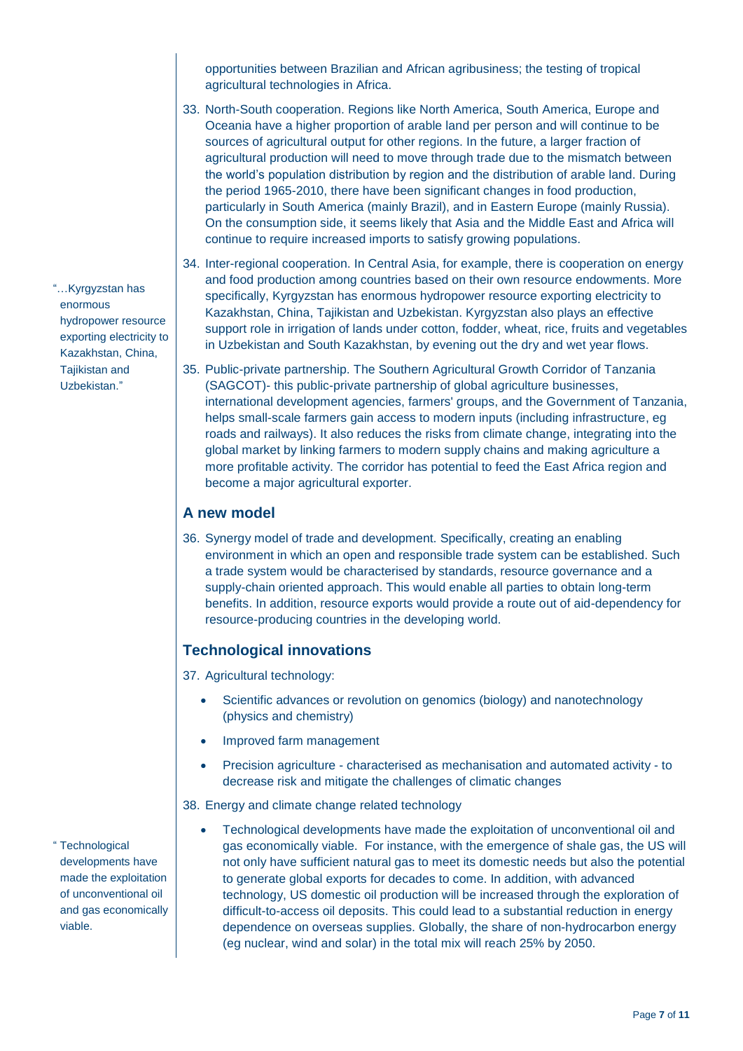opportunities between Brazilian and African agribusiness; the testing of tropical agricultural technologies in Africa.

33. North-South cooperation. Regions like North America, South America, Europe and Oceania have a higher proportion of arable land per person and will continue to be sources of agricultural output for other regions. In the future, a larger fraction of agricultural production will need to move through trade due to the mismatch between the world's population distribution by region and the distribution of arable land. During the period 1965-2010, there have been significant changes in food production, particularly in South America (mainly Brazil), and in Eastern Europe (mainly Russia). On the consumption side, it seems likely that Asia and the Middle East and Africa will continue to require increased imports to satisfy growing populations.

34. Inter-regional cooperation. In Central Asia, for example, there is cooperation on energy and food production among countries based on their own resource endowments. More specifically, Kyrgyzstan has enormous hydropower resource exporting electricity to Kazakhstan, China, Tajikistan and Uzbekistan. Kyrgyzstan also plays an effective support role in irrigation of lands under cotton, fodder, wheat, rice, fruits and vegetables in Uzbekistan and South Kazakhstan, by evening out the dry and wet year flows.

"…Kyrgyzstan has enormous hydropower resource exporting electricity to Kazakhstan, China, Tajikistan and Uzbekistan."

35. Public-private partnership. The Southern Agricultural Growth Corridor of Tanzania (SAGCOT)- this public-private partnership of global agriculture businesses, international development agencies, farmers' groups, and the Government of Tanzania, helps small-scale farmers gain access to modern inputs (including infrastructure, eg roads and railways). It also reduces the risks from climate change, integrating into the global market by linking farmers to modern supply chains and making agriculture a more profitable activity. The corridor has potential to feed the East Africa region and become a major agricultural exporter.

## A new model

36. Synergy model of trade and development. Specifically, creating an enabling environment in which an open and responsible trade system can be established. Such a trade system would be characterised by standards, resource governance and a supply-chain oriented approach. This would enable all parties to obtain long-term benefits. In addition, resource exports would provide a route out of aid-dependency for resource-producing countries in the developing world.

## Technological innovations

37. Agricultural technology:

    - Scientific advances or revolution on genomics (biology) and nanotechnology (physics and chemistry)
    - Improved farm management
    - Precision agriculture - characterised as mechanisation and automated activity - to decrease risk and mitigate the challenges of climatic changes

38. Energy and climate change related technology

    - Technological developments have made the exploitation of unconventional oil and gas economically viable. For instance, with the emergence of shale gas, the US will not only have sufficient natural gas to meet its domestic needs but also the potential to generate global exports for decades to come. In addition, with advanced technology, US domestic oil production will be increased through the exploration of difficult-to-access oil deposits. This could lead to a substantial reduction in energy dependence on overseas supplies. Globally, the share of non-hydrocarbon energy (eg nuclear, wind and solar) in the total mix will reach 25% by 2050.

" Technological developments have made the exploitation of unconventional oil and gas economically viable.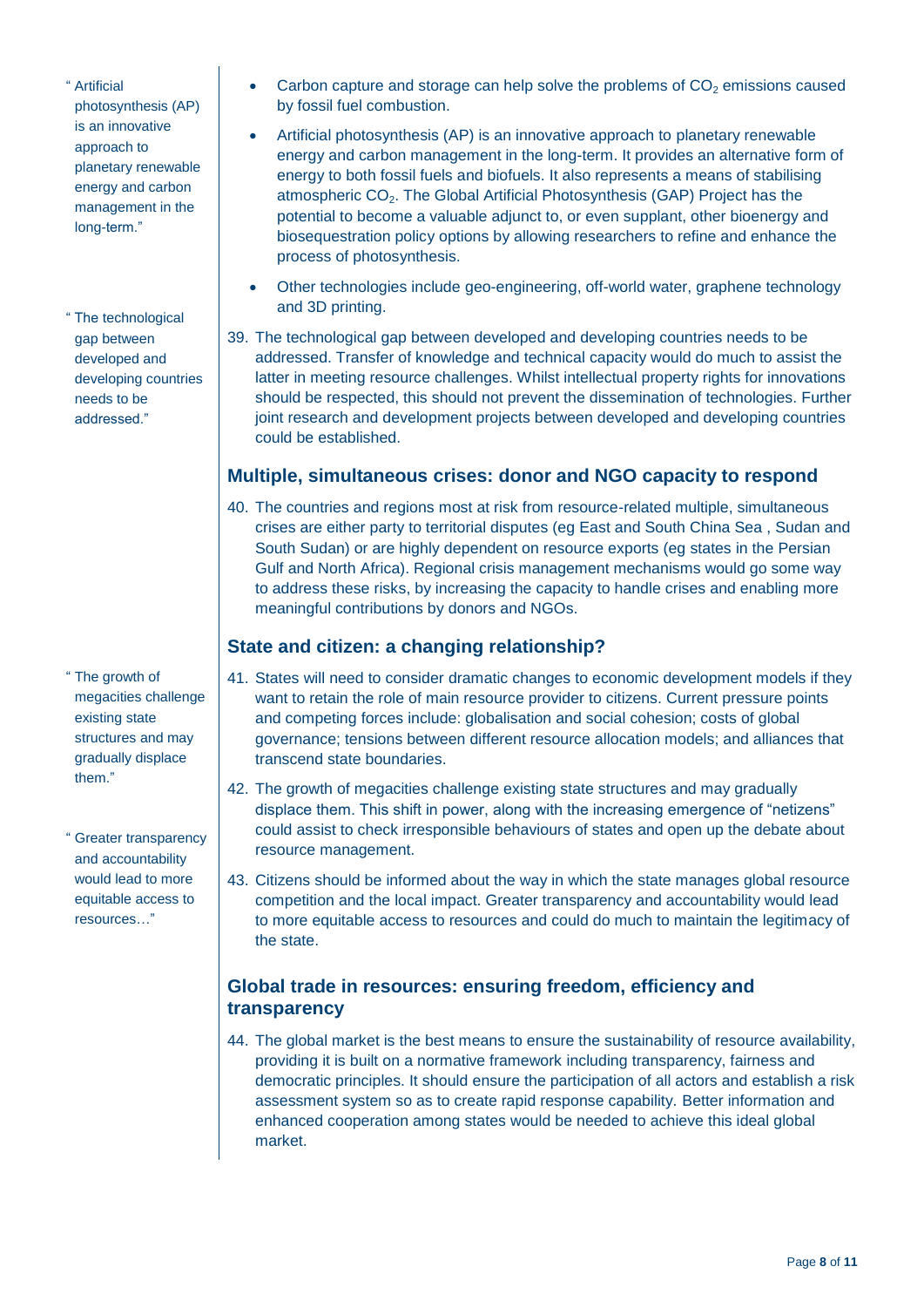> "Artificial photosynthesis (AP) is an innovative approach to planetary renewable energy and carbon management in the long-term."

- Carbon capture and storage can help solve the problems of $CO_2$ emissions caused by fossil fuel combustion.
- Artificial photosynthesis (AP) is an innovative approach to planetary renewable energy and carbon management in the long-term. It provides an alternative form of energy to both fossil fuels and biofuels. It also represents a means of stabilising atmospheric $CO_2$. The Global Artificial Photosynthesis (GAP) Project has the potential to become a valuable adjunct to, or even supplant, other bioenergy and biosequestration policy options by allowing researchers to refine and enhance the process of photosynthesis.
- Other technologies include geo-engineering, off-world water, graphene technology and 3D printing.

> "The technological gap between developed and developing countries needs to be addressed."

39. The technological gap between developed and developing countries needs to be addressed. Transfer of knowledge and technical capacity would do much to assist the latter in meeting resource challenges. Whilst intellectual property rights for innovations should be respected, this should not prevent the dissemination of technologies. Further joint research and development projects between developed and developing countries could be established.

## Multiple, simultaneous crises: donor and NGO capacity to respond

40. The countries and regions most at risk from resource-related multiple, simultaneous crises are either party to territorial disputes (eg East and South China Sea , Sudan and South Sudan) or are highly dependent on resource exports (eg states in the Persian Gulf and North Africa). Regional crisis management mechanisms would go some way to address these risks, by increasing the capacity to handle crises and enabling more meaningful contributions by donors and NGOs.

## State and citizen: a changing relationship?

> "The growth of megacities challenge existing state structures and may gradually displace them."

41. States will need to consider dramatic changes to economic development models if they want to retain the role of main resource provider to citizens. Current pressure points and competing forces include: globalisation and social cohesion; costs of global governance; tensions between different resource allocation models; and alliances that transcend state boundaries.
42. The growth of megacities challenge existing state structures and may gradually displace them. This shift in power, along with the increasing emergence of "netizens" could assist to check irresponsible behaviours of states and open up the debate about resource management.

> "Greater transparency and accountability would lead to more equitable access to resources…"

43. Citizens should be informed about the way in which the state manages global resource competition and the local impact. Greater transparency and accountability would lead to more equitable access to resources and could do much to maintain the legitimacy of the state.

## Global trade in resources: ensuring freedom, efficiency and transparency

44. The global market is the best means to ensure the sustainability of resource availability, providing it is built on a normative framework including transparency, fairness and democratic principles. It should ensure the participation of all actors and establish a risk assessment system so as to create rapid response capability. Better information and enhanced cooperation among states would be needed to achieve this ideal global market.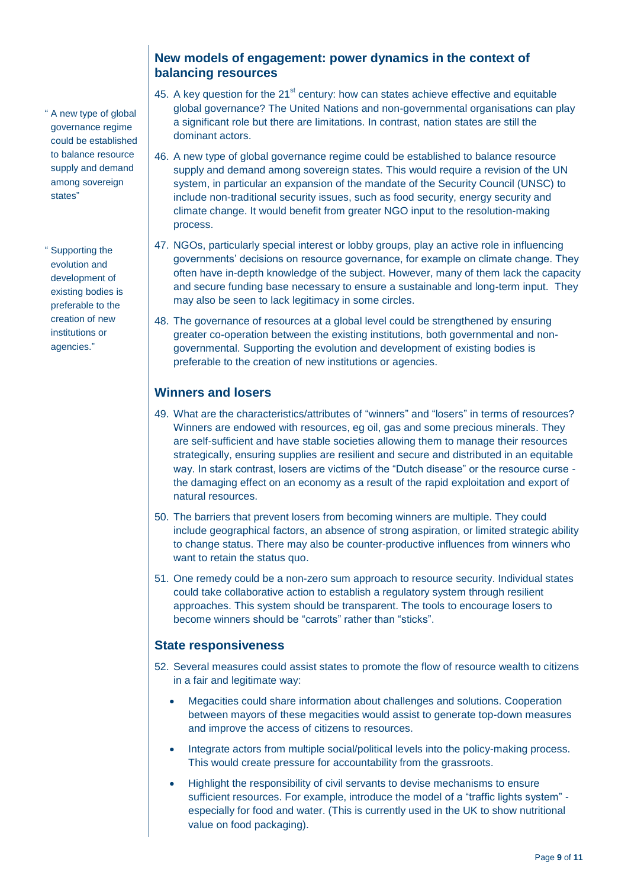## New models of engagement: power dynamics in the context of balancing resources

“ A new type of global governance regime could be established to balance resource supply and demand among sovereign states”

“ Supporting the evolution and development of existing bodies is preferable to the creation of new institutions or agencies.”

45. A key question for the 21st century: how can states achieve effective and equitable global governance? The United Nations and non-governmental organisations can play a significant role but there are limitations. In contrast, nation states are still the dominant actors.
46. A new type of global governance regime could be established to balance resource supply and demand among sovereign states. This would require a revision of the UN system, in particular an expansion of the mandate of the Security Council (UNSC) to include non-traditional security issues, such as food security, energy security and climate change. It would benefit from greater NGO input to the resolution-making process.
47. NGOs, particularly special interest or lobby groups, play an active role in influencing governments' decisions on resource governance, for example on climate change. They often have in-depth knowledge of the subject. However, many of them lack the capacity and secure funding base necessary to ensure a sustainable and long-term input. They may also be seen to lack legitimacy in some circles.
48. The governance of resources at a global level could be strengthened by ensuring greater co-operation between the existing institutions, both governmental and non-governmental. Supporting the evolution and development of existing bodies is preferable to the creation of new institutions or agencies.

## Winners and losers

49. What are the characteristics/attributes of “winners” and “losers” in terms of resources? Winners are endowed with resources, eg oil, gas and some precious minerals. They are self-sufficient and have stable societies allowing them to manage their resources strategically, ensuring supplies are resilient and secure and distributed in an equitable way. In stark contrast, losers are victims of the “Dutch disease” or the resource curse - the damaging effect on an economy as a result of the rapid exploitation and export of natural resources.
50. The barriers that prevent losers from becoming winners are multiple. They could include geographical factors, an absence of strong aspiration, or limited strategic ability to change status. There may also be counter-productive influences from winners who want to retain the status quo.
51. One remedy could be a non-zero sum approach to resource security. Individual states could take collaborative action to establish a regulatory system through resilient approaches. This system should be transparent. The tools to encourage losers to become winners should be “carrots” rather than “sticks”.

## State responsiveness

52. Several measures could assist states to promote the flow of resource wealth to citizens in a fair and legitimate way:
    - Megacities could share information about challenges and solutions. Cooperation between mayors of these megacities would assist to generate top-down measures and improve the access of citizens to resources.
    - Integrate actors from multiple social/political levels into the policy-making process. This would create pressure for accountability from the grassroots.
    - Highlight the responsibility of civil servants to devise mechanisms to ensure sufficient resources. For example, introduce the model of a “traffic lights system” - especially for food and water. (This is currently used in the UK to show nutritional value on food packaging).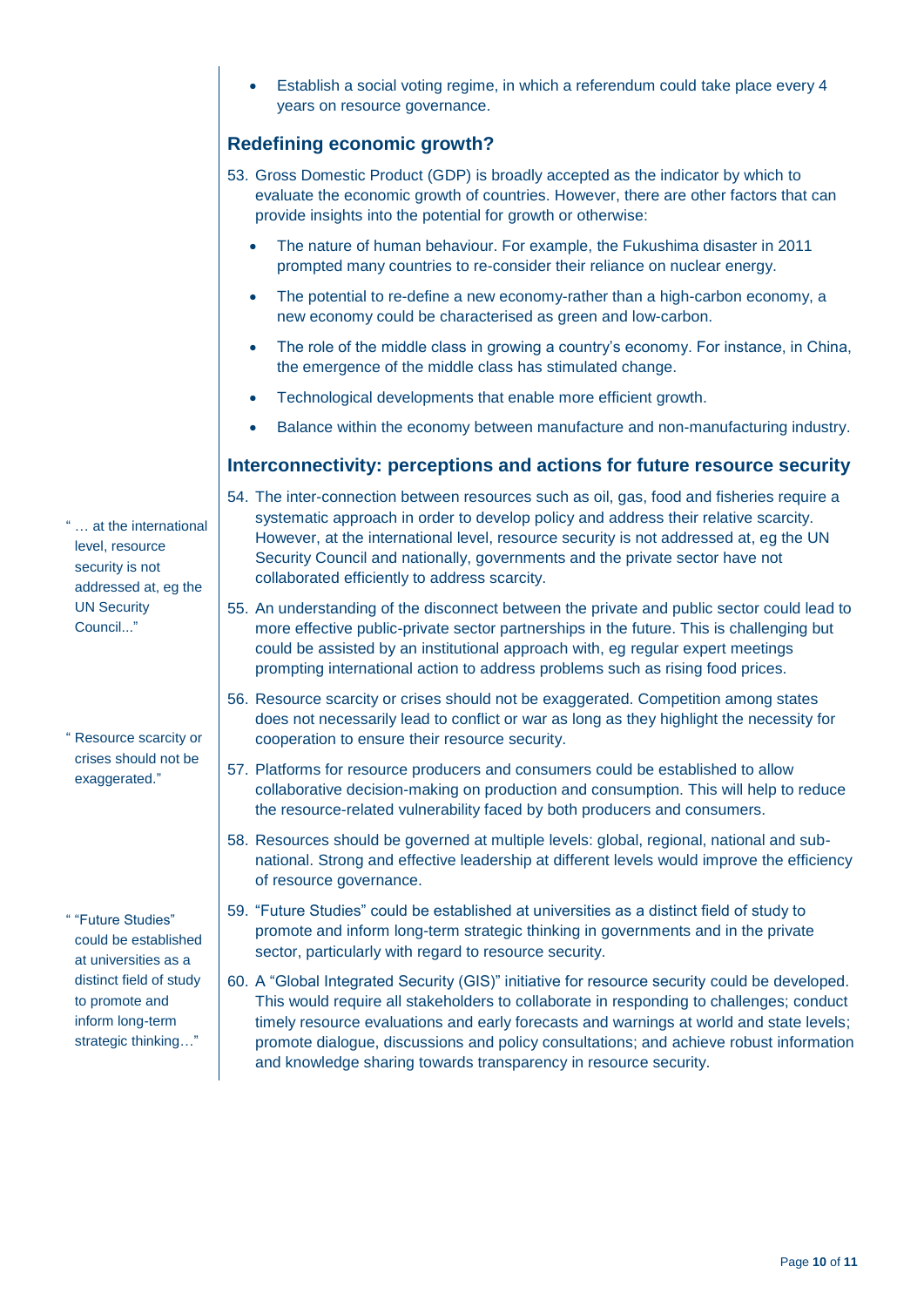- Establish a social voting regime, in which a referendum could take place every 4 years on resource governance.

## Redefining economic growth?

53. Gross Domestic Product (GDP) is broadly accepted as the indicator by which to evaluate the economic growth of countries. However, there are other factors that can provide insights into the potential for growth or otherwise:

    - The nature of human behaviour. For example, the Fukushima disaster in 2011 prompted many countries to re-consider their reliance on nuclear energy.
    - The potential to re-define a new economy-rather than a high-carbon economy, a new economy could be characterised as green and low-carbon.
    - The role of the middle class in growing a country's economy. For instance, in China, the emergence of the middle class has stimulated change.
    - Technological developments that enable more efficient growth.
    - Balance within the economy between manufacture and non-manufacturing industry.

## Interconnectivity: perceptions and actions for future resource security

54. The inter-connection between resources such as oil, gas, food and fisheries require a systematic approach in order to develop policy and address their relative scarcity. However, at the international level, resource security is not addressed at, eg the UN Security Council and nationally, governments and the private sector have not collaborated efficiently to address scarcity.

55. An understanding of the disconnect between the private and public sector could lead to more effective public-private sector partnerships in the future. This is challenging but could be assisted by an institutional approach with, eg regular expert meetings prompting international action to address problems such as rising food prices.

56. Resource scarcity or crises should not be exaggerated. Competition among states does not necessarily lead to conflict or war as long as they highlight the necessity for cooperation to ensure their resource security.

57. Platforms for resource producers and consumers could be established to allow collaborative decision-making on production and consumption. This will help to reduce the resource-related vulnerability faced by both producers and consumers.

58. Resources should be governed at multiple levels: global, regional, national and sub-national. Strong and effective leadership at different levels would improve the efficiency of resource governance.

59. "Future Studies" could be established at universities as a distinct field of study to promote and inform long-term strategic thinking in governments and in the private sector, particularly with regard to resource security.

60. A "Global Integrated Security (GIS)" initiative for resource security could be developed. This would require all stakeholders to collaborate in responding to challenges; conduct timely resource evaluations and early forecasts and warnings at world and state levels; promote dialogue, discussions and policy consultations; and achieve robust information and knowledge sharing towards transparency in resource security.

> "… at the international level, resource security is not addressed at, eg the UN Security Council..."

> "Resource scarcity or crises should not be exaggerated."

> "“Future Studies” could be established at universities as a distinct field of study to promote and inform long-term strategic thinking…"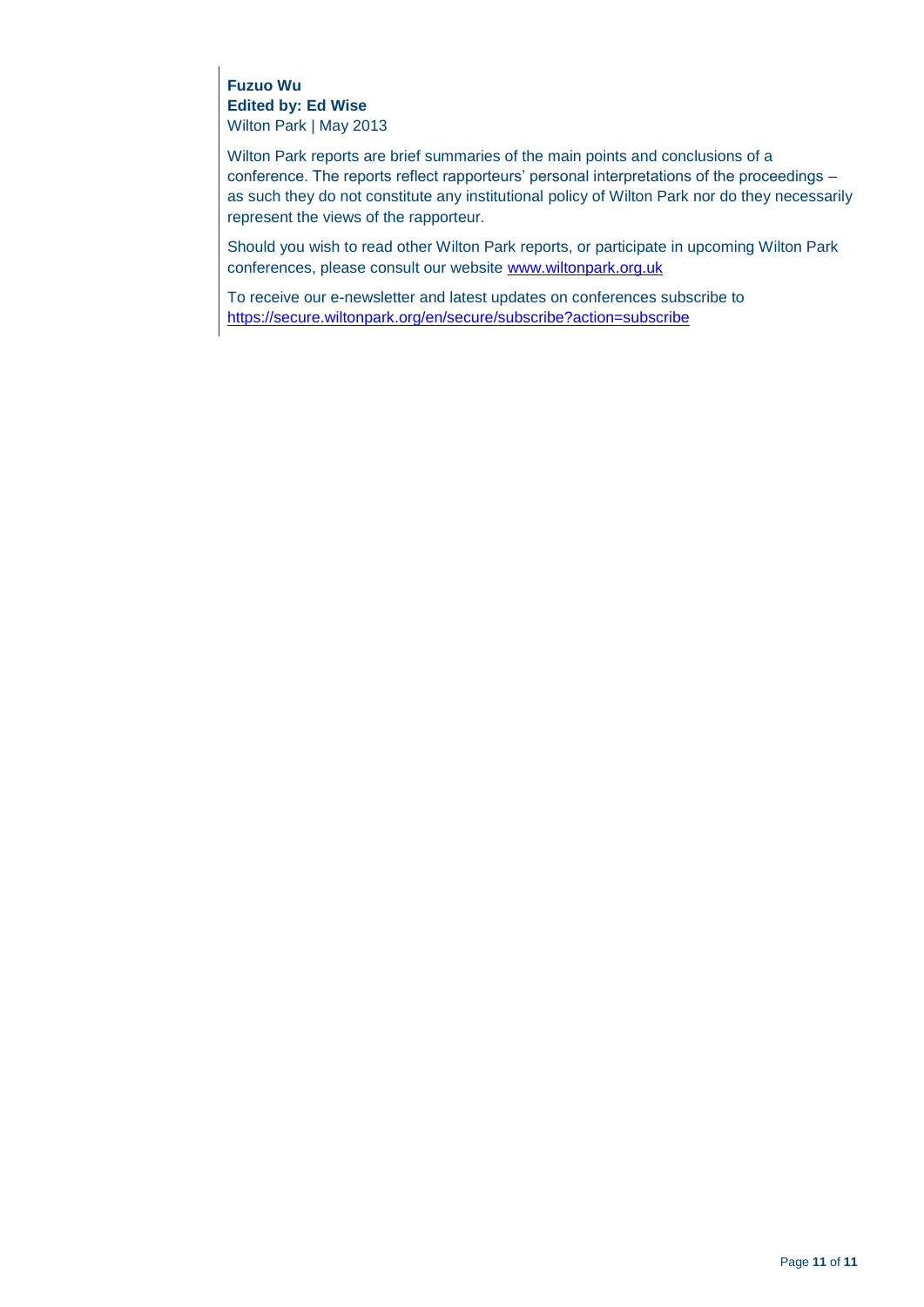**Fuzuo Wu**
**Edited by: Ed Wise**
Wilton Park | May 2013

Wilton Park reports are brief summaries of the main points and conclusions of a conference. The reports reflect rapporteurs' personal interpretations of the proceedings – as such they do not constitute any institutional policy of Wilton Park nor do they necessarily represent the views of the rapporteur.

Should you wish to read other Wilton Park reports, or participate in upcoming Wilton Park conferences, please consult our website www.wiltonpark.org.uk

To receive our e-newsletter and latest updates on conferences subscribe to https://secure.wiltonpark.org/en/secure/subscribe?action=subscribe